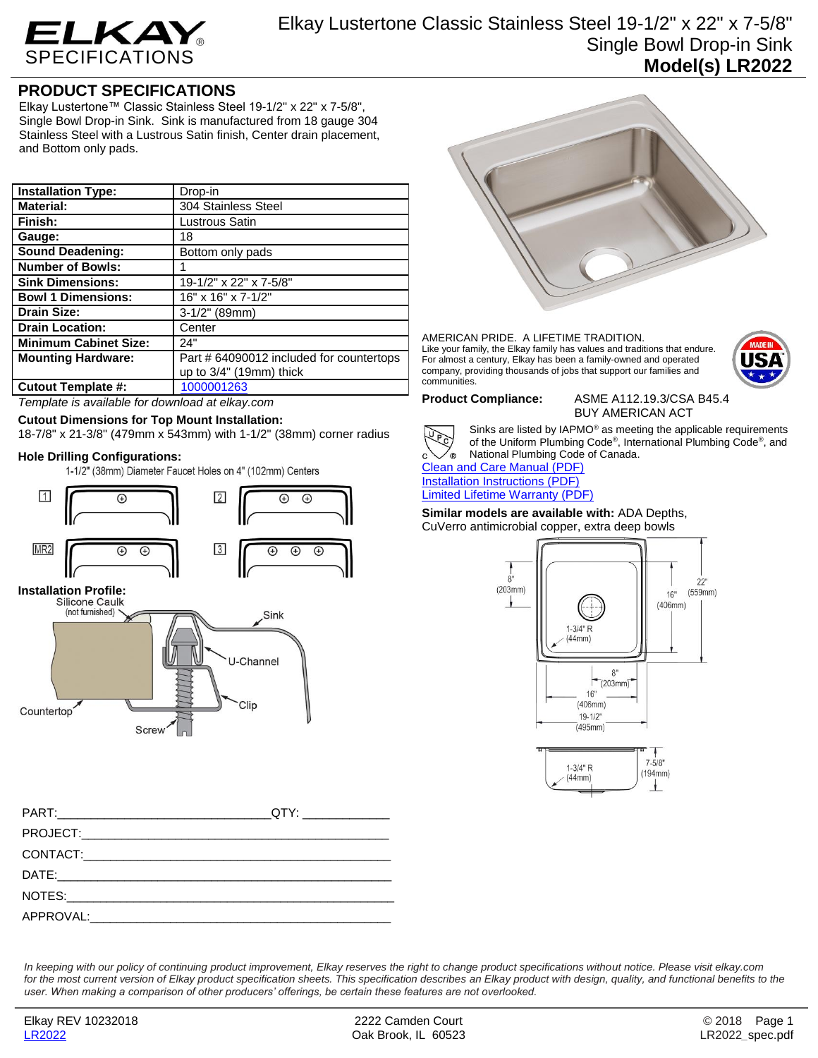# Elkay Lustertone Classic Stainless Steel 19-1/2" x 22" x 7-5/8" Single Bowl Drop-in Sink

**Model(s) LR2022**

## PRODUCT SPECIFICATIONS

Elkay Lustertone™ Classic Stainless Steel 19-1/2" x 22" x 7-5/8", Single Bowl Drop-in Sink. Sink is manufactured from 18 gauge 304 Stainless Steel with a Lustrous Satin finish, Center drain placement, and Bottom only pads.

| **Installation Type:** | Drop-in |
|---|---|
| **Material:** | 304 Stainless Steel |
| **Finish:** | Lustrous Satin |
| **Gauge:** | 18 |
| **Sound Deadening:** | Bottom only pads |
| **Number of Bowls:** | 1 |
| **Sink Dimensions:** | 19-1/2" x 22" x 7-5/8" |
| **Bowl 1 Dimensions:** | 16" x 16" x 7-1/2" |
| **Drain Size:** | 3-1/2" (89mm) |
| **Drain Location:** | Center |
| **Minimum Cabinet Size:** | 24" |
| **Mounting Hardware:** | Part # 64090012 included for countertops up to 3/4" (19mm) thick |
| **Cutout Template #:** | 1000001263 |

*Template is available for download at elkay.com*

**Cutout Dimensions for Top Mount Installation:**
18-7/8" x 21-3/8" (479mm x 543mm) with 1-1/2" (38mm) corner radius

**Hole Drilling Configurations:**
1-1/2" (38mm) Diameter Faucet Holes on 4" (102mm) Centers

1, 2, MR2, 3

**Installation Profile:**
Silicone Caulk (not furnished), Sink, U-Channel, Clip, Countertop, Screw

AMERICAN PRIDE. A LIFETIME TRADITION.
Like your family, the Elkay family has values and traditions that endure. For almost a century, Elkay has been a family-owned and operated company, providing thousands of jobs that support our families and communities.

**Product Compliance:** ASME A112.19.3/CSA B45.4
BUY AMERICAN ACT

Sinks are listed by IAPMO® as meeting the applicable requirements of the Uniform Plumbing Code®, International Plumbing Code®, and National Plumbing Code of Canada.

Clean and Care Manual (PDF)
Installation Instructions (PDF)
Limited Lifetime Warranty (PDF)

**Similar models are available with:** ADA Depths, CuVerro antimicrobial copper, extra deep bowls

8" (203mm); 22" (559mm); 16" (406mm); 1-3/4" R (44mm); 8" (203mm); 16" (406mm); 19-1/2" (495mm); 7-5/8" (194mm); 1-3/4" R (44mm)

PART:_______________________________QTY: ____________

PROJECT:____________________________________________

CONTACT:____________________________________________

DATE:_______________________________________________

NOTES:______________________________________________

APPROVAL:___________________________________________

*In keeping with our policy of continuing product improvement, Elkay reserves the right to change product specifications without notice. Please visit elkay.com for the most current version of Elkay product specification sheets. This specification describes an Elkay product with design, quality, and functional benefits to the user. When making a comparison of other producers' offerings, be certain these features are not overlooked.*

Elkay REV 10232018
LR2022

2222 Camden Court
Oak Brook, IL 60523

© 2018
LR2022_spec.pdf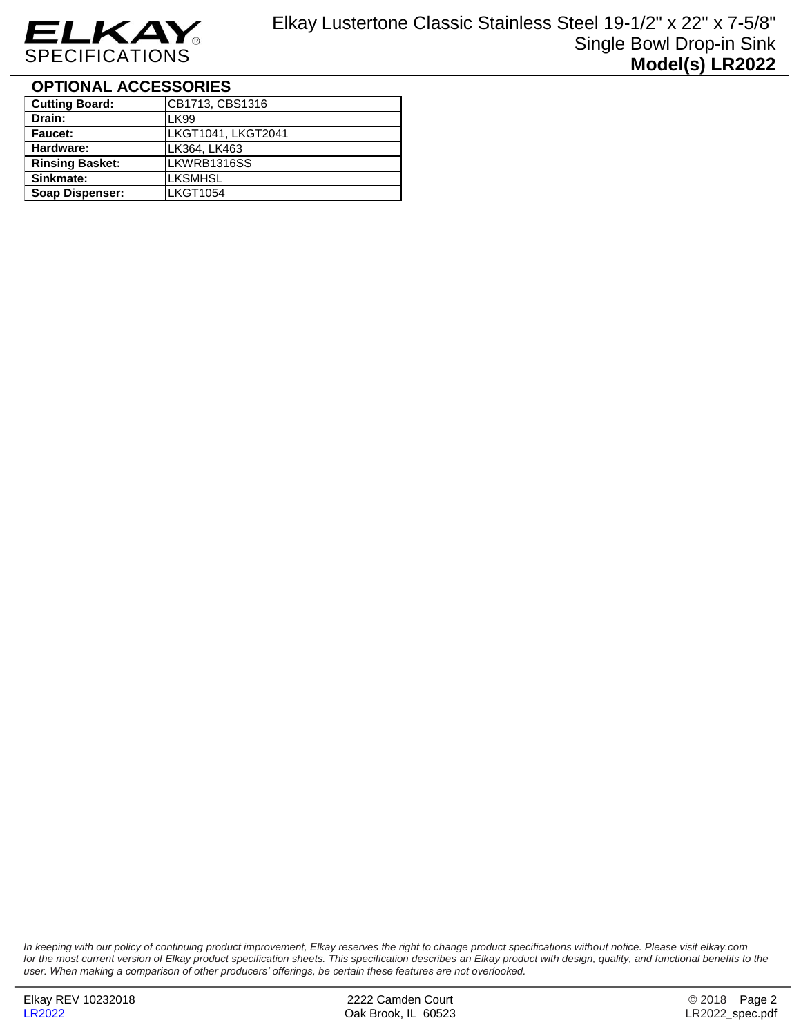## OPTIONAL ACCESSORIES

| | |
|---|---|
| **Cutting Board:** | CB1713, CBS1316 |
| **Drain:** | LK99 |
| **Faucet:** | LKGT1041, LKGT2041 |
| **Hardware:** | LK364, LK463 |
| **Rinsing Basket:** | LKWRB1316SS |
| **Sinkmate:** | LKSMHSL |
| **Soap Dispenser:** | LKGT1054 |

*In keeping with our policy of continuing product improvement, Elkay reserves the right to change product specifications without notice. Please visit elkay.com for the most current version of Elkay product specification sheets. This specification describes an Elkay product with design, quality, and functional benefits to the user. When making a comparison of other producers' offerings, be certain these features are not overlooked.*